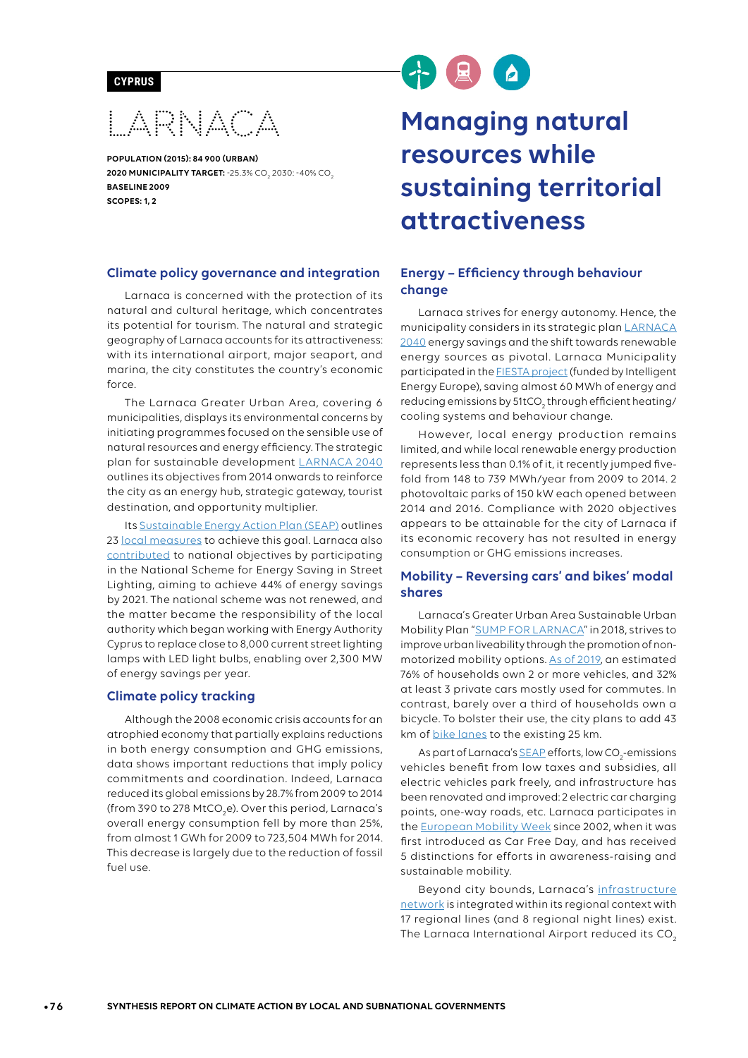CYPRUS

# LARNACA

**POPULATION (2015): 84 900 (URBAN)**
**2020 MUNICIPALITY TARGET:** -25.3% $CO_2$ 2030: -40% $CO_2$
**BASELINE 2009**
**SCOPES: 1, 2**

# Managing natural resources while sustaining territorial attractiveness

## Climate policy governance and integration

Larnaca is concerned with the protection of its natural and cultural heritage, which concentrates its potential for tourism. The natural and strategic geography of Larnaca accounts for its attractiveness: with its international airport, major seaport, and marina, the city constitutes the country's economic force.

The Larnaca Greater Urban Area, covering 6 municipalities, displays its environmental concerns by initiating programmes focused on the sensible use of natural resources and energy efficiency. The strategic plan for sustainable development LARNACA 2040 outlines its objectives from 2014 onwards to reinforce the city as an energy hub, strategic gateway, tourist destination, and opportunity multiplier.

Its Sustainable Energy Action Plan (SEAP) outlines 23 local measures to achieve this goal. Larnaca also contributed to national objectives by participating in the National Scheme for Energy Saving in Street Lighting, aiming to achieve 44% of energy savings by 2021. The national scheme was not renewed, and the matter became the responsibility of the local authority which began working with Energy Authority Cyprus to replace close to 8,000 current street lighting lamps with LED light bulbs, enabling over 2,300 MW of energy savings per year.

## Climate policy tracking

Although the 2008 economic crisis accounts for an atrophied economy that partially explains reductions in both energy consumption and GHG emissions, data shows important reductions that imply policy commitments and coordination. Indeed, Larnaca reduced its global emissions by 28.7% from 2009 to 2014 (from 390 to 278 Mt$CO_2$e). Over this period, Larnaca's overall energy consumption fell by more than 25%, from almost 1 GWh for 2009 to 723,504 MWh for 2014. This decrease is largely due to the reduction of fossil fuel use.

## Energy – Efficiency through behaviour change

Larnaca strives for energy autonomy. Hence, the municipality considers in its strategic plan LARNACA 2040 energy savings and the shift towards renewable energy sources as pivotal. Larnaca Municipality participated in the FIESTA project (funded by Intelligent Energy Europe), saving almost 60 MWh of energy and reducing emissions by 51t$CO_2$ through efficient heating/cooling systems and behaviour change.

However, local energy production remains limited, and while local renewable energy production represents less than 0.1% of it, it recently jumped five-fold from 148 to 739 MWh/year from 2009 to 2014. 2 photovoltaic parks of 150 kW each opened between 2014 and 2016. Compliance with 2020 objectives appears to be attainable for the city of Larnaca if its economic recovery has not resulted in energy consumption or GHG emissions increases.

## Mobility – Reversing cars' and bikes' modal shares

Larnaca's Greater Urban Area Sustainable Urban Mobility Plan "SUMP FOR LARNACA" in 2018, strives to improve urban liveability through the promotion of non-motorized mobility options. As of 2019, an estimated 76% of households own 2 or more vehicles, and 32% at least 3 private cars mostly used for commutes. In contrast, barely over a third of households own a bicycle. To bolster their use, the city plans to add 43 km of bike lanes to the existing 25 km.

As part of Larnaca's SEAP efforts, low $CO_2$-emissions vehicles benefit from low taxes and subsidies, all electric vehicles park freely, and infrastructure has been renovated and improved: 2 electric car charging points, one-way roads, etc. Larnaca participates in the European Mobility Week since 2002, when it was first introduced as Car Free Day, and has received 5 distinctions for efforts in awareness-raising and sustainable mobility.

Beyond city bounds, Larnaca's infrastructure network is integrated within its regional context with 17 regional lines (and 8 regional night lines) exist. The Larnaca International Airport reduced its $CO_2$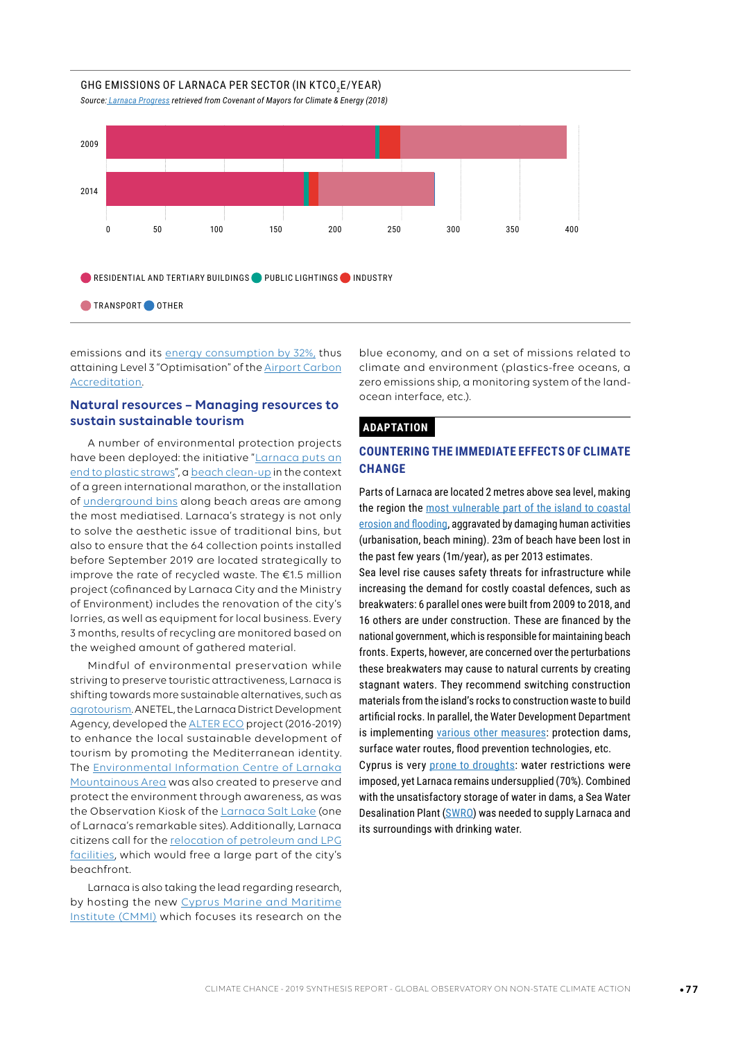GHG EMISSIONS OF LARNACA PER SECTOR (IN KTCO$_2$E/YEAR)

*Source: Larnaca Progress retrieved from Covenant of Mayors for Climate & Energy (2018)*

2009

2014

0 50 100 150 200 250 300 350 400

RESIDENTIAL AND TERTIARY BUILDINGS PUBLIC LIGHTINGS INDUSTRY

TRANSPORT OTHER

emissions and its energy consumption by 32%, thus attaining Level 3 "Optimisation" of the Airport Carbon Accreditation.

### Natural resources – Managing resources to sustain sustainable tourism

A number of environmental protection projects have been deployed: the initiative "Larnaca puts an end to plastic straws", a beach clean-up in the context of a green international marathon, or the installation of underground bins along beach areas are among the most mediatised. Larnaca's strategy is not only to solve the aesthetic issue of traditional bins, but also to ensure that the 64 collection points installed before September 2019 are located strategically to improve the rate of recycled waste. The €1.5 million project (cofinanced by Larnaca City and the Ministry of Environment) includes the renovation of the city's lorries, as well as equipment for local business. Every 3 months, results of recycling are monitored based on the weighed amount of gathered material.

Mindful of environmental preservation while striving to preserve touristic attractiveness, Larnaca is shifting towards more sustainable alternatives, such as agrotourism. ANETEL, the Larnaca District Development Agency, developed the ALTER ECO project (2016-2019) to enhance the local sustainable development of tourism by promoting the Mediterranean identity. The Environmental Information Centre of Larnaka Mountainous Area was also created to preserve and protect the environment through awareness, as was the Observation Kiosk of the Larnaca Salt Lake (one of Larnaca's remarkable sites). Additionally, Larnaca citizens call for the relocation of petroleum and LPG facilities, which would free a large part of the city's beachfront.

Larnaca is also taking the lead regarding research, by hosting the new Cyprus Marine and Maritime Institute (CMMI) which focuses its research on the blue economy, and on a set of missions related to climate and environment (plastics-free oceans, a zero emissions ship, a monitoring system of the land-ocean interface, etc.).

## ADAPTATION

### COUNTERING THE IMMEDIATE EFFECTS OF CLIMATE CHANGE

Parts of Larnaca are located 2 metres above sea level, making the region the most vulnerable part of the island to coastal erosion and flooding, aggravated by damaging human activities (urbanisation, beach mining). 23m of beach have been lost in the past few years (1m/year), as per 2013 estimates.

Sea level rise causes safety threats for infrastructure while increasing the demand for costly coastal defences, such as breakwaters: 6 parallel ones were built from 2009 to 2018, and 16 others are under construction. These are financed by the national government, which is responsible for maintaining beach fronts. Experts, however, are concerned over the perturbations these breakwaters may cause to natural currents by creating stagnant waters. They recommend switching construction materials from the island's rocks to construction waste to build artificial rocks. In parallel, the Water Development Department is implementing various other measures: protection dams, surface water routes, flood prevention technologies, etc.

Cyprus is very prone to droughts: water restrictions were imposed, yet Larnaca remains undersupplied (70%). Combined with the unsatisfactory storage of water in dams, a Sea Water Desalination Plant (SWRO) was needed to supply Larnaca and its surroundings with drinking water.